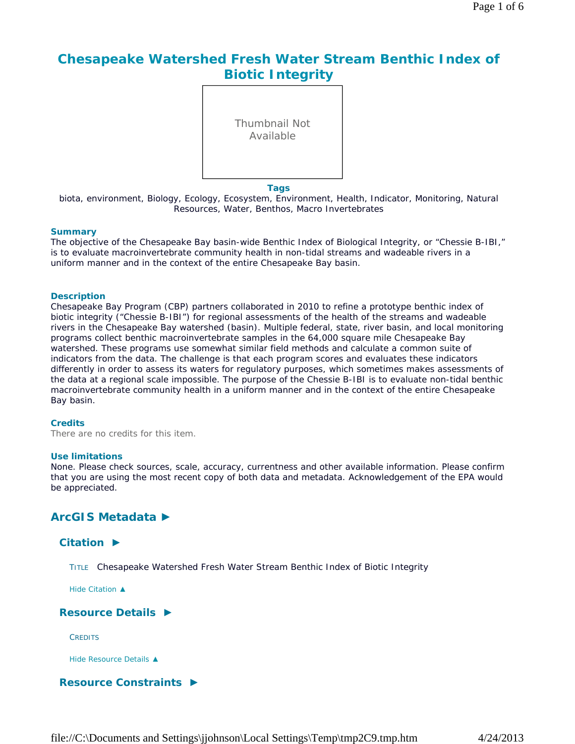# Chesapeake Watershed Fresh Water Stream Benthic Index of Biotic Integrity

Thumbnail Not Available

**Tags**

biota, environment, Biology, Ecology, Ecosystem, Environment, Health, Indicator, Monitoring, Natural Resources, Water, Benthos, Macro Invertebrates

### Summary

The objective of the Chesapeake Bay basin-wide Benthic Index of Biological Integrity, or “Chessie B-IBI,” is to evaluate macroinvertebrate community health in non-tidal streams and wadeable rivers in a uniform manner and in the context of the entire Chesapeake Bay basin.

### Description

Chesapeake Bay Program (CBP) partners collaborated in 2010 to refine a prototype benthic index of biotic integrity (“Chessie B-IBI”) for regional assessments of the health of the streams and wadeable rivers in the Chesapeake Bay watershed (basin). Multiple federal, state, river basin, and local monitoring programs collect benthic macroinvertebrate samples in the 64,000 square mile Chesapeake Bay watershed. These programs use somewhat similar field methods and calculate a common suite of indicators from the data. The challenge is that each program scores and evaluates these indicators differently in order to assess its waters for regulatory purposes, which sometimes makes assessments of the data at a regional scale impossible. The purpose of the Chessie B-IBI is to evaluate non-tidal benthic macroinvertebrate community health in a uniform manner and in the context of the entire Chesapeake Bay basin.

### Credits

There are no credits for this item.

### Use limitations

None. Please check sources, scale, accuracy, currentness and other available information. Please confirm that you are using the most recent copy of both data and metadata. Acknowledgement of the EPA would be appreciated.

## ArcGIS Metadata ►

### Citation ►

TITLE Chesapeake Watershed Fresh Water Stream Benthic Index of Biotic Integrity

Hide Citation ▲

### Resource Details ►

CREDITS

Hide Resource Details ▲

### Resource Constraints ►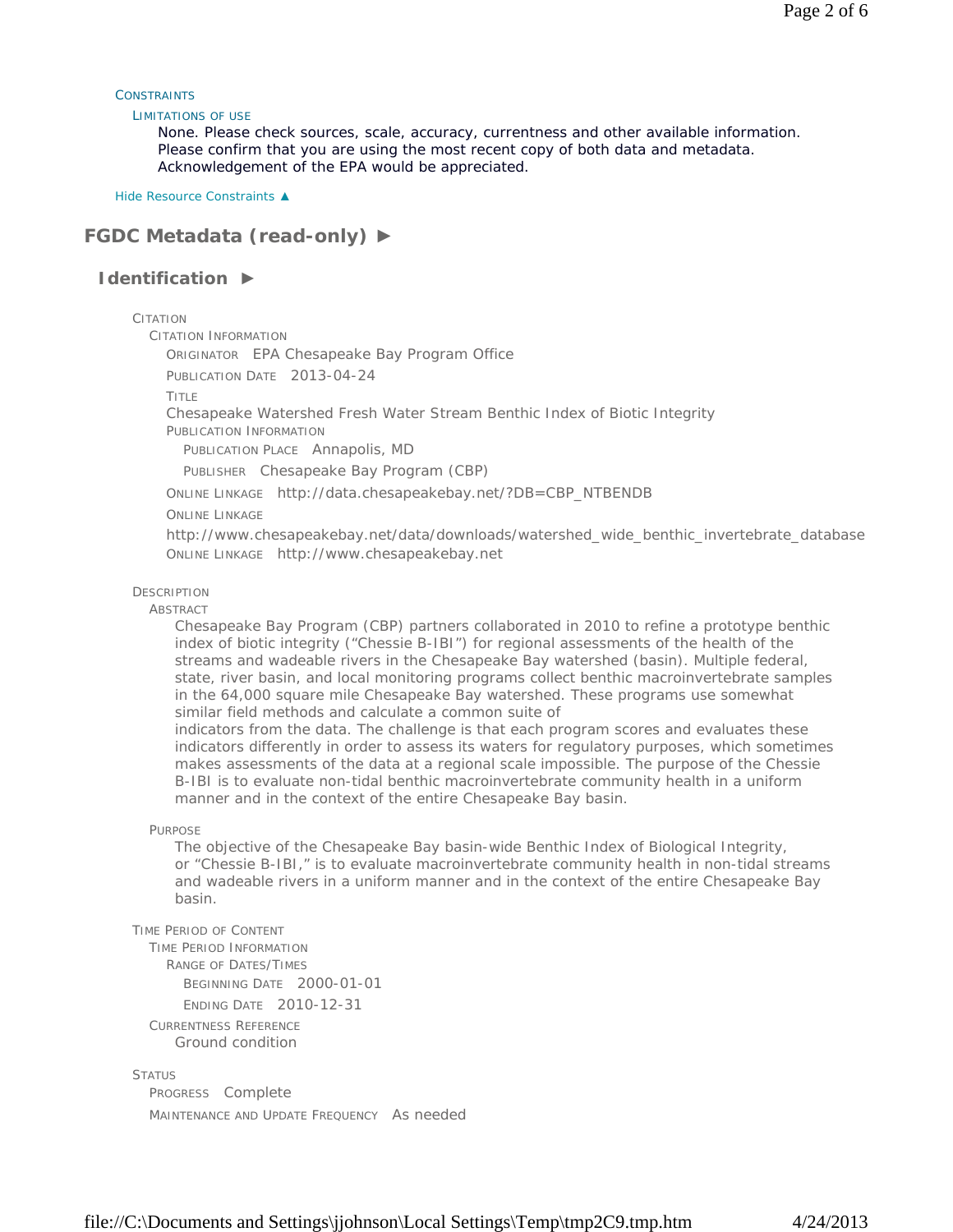CONSTRAINTS

LIMITATIONS OF USE

None. Please check sources, scale, accuracy, currentness and other available information. Please confirm that you are using the most recent copy of both data and metadata. Acknowledgement of the EPA would be appreciated.

Hide Resource Constraints ▲

## FGDC Metadata (read-only) ►

### Identification ►

CITATION

CITATION INFORMATION

ORIGINATOR EPA Chesapeake Bay Program Office

PUBLICATION DATE 2013-04-24

TITLE

Chesapeake Watershed Fresh Water Stream Benthic Index of Biotic Integrity

PUBLICATION INFORMATION

PUBLICATION PLACE Annapolis, MD

PUBLISHER Chesapeake Bay Program (CBP)

ONLINE LINKAGE http://data.chesapeakebay.net/?DB=CBP_NTBENDB

ONLINE LINKAGE

http://www.chesapeakebay.net/data/downloads/watershed_wide_benthic_invertebrate_database

ONLINE LINKAGE http://www.chesapeakebay.net

DESCRIPTION

ABSTRACT

Chesapeake Bay Program (CBP) partners collaborated in 2010 to refine a prototype benthic index of biotic integrity ("Chessie B-IBI") for regional assessments of the health of the streams and wadeable rivers in the Chesapeake Bay watershed (basin). Multiple federal, state, river basin, and local monitoring programs collect benthic macroinvertebrate samples in the 64,000 square mile Chesapeake Bay watershed. These programs use somewhat similar field methods and calculate a common suite of indicators from the data. The challenge is that each program scores and evaluates these indicators differently in order to assess its waters for regulatory purposes, which sometimes makes assessments of the data at a regional scale impossible. The purpose of the Chessie B-IBI is to evaluate non-tidal benthic macroinvertebrate community health in a uniform manner and in the context of the entire Chesapeake Bay basin.

PURPOSE

The objective of the Chesapeake Bay basin-wide Benthic Index of Biological Integrity, or "Chessie B-IBI," is to evaluate macroinvertebrate community health in non-tidal streams and wadeable rivers in a uniform manner and in the context of the entire Chesapeake Bay basin.

TIME PERIOD OF CONTENT

TIME PERIOD INFORMATION

RANGE OF DATES/TIMES

BEGINNING DATE 2000-01-01

ENDING DATE 2010-12-31

CURRENTNESS REFERENCE

Ground condition

STATUS

PROGRESS Complete

MAINTENANCE AND UPDATE FREQUENCY As needed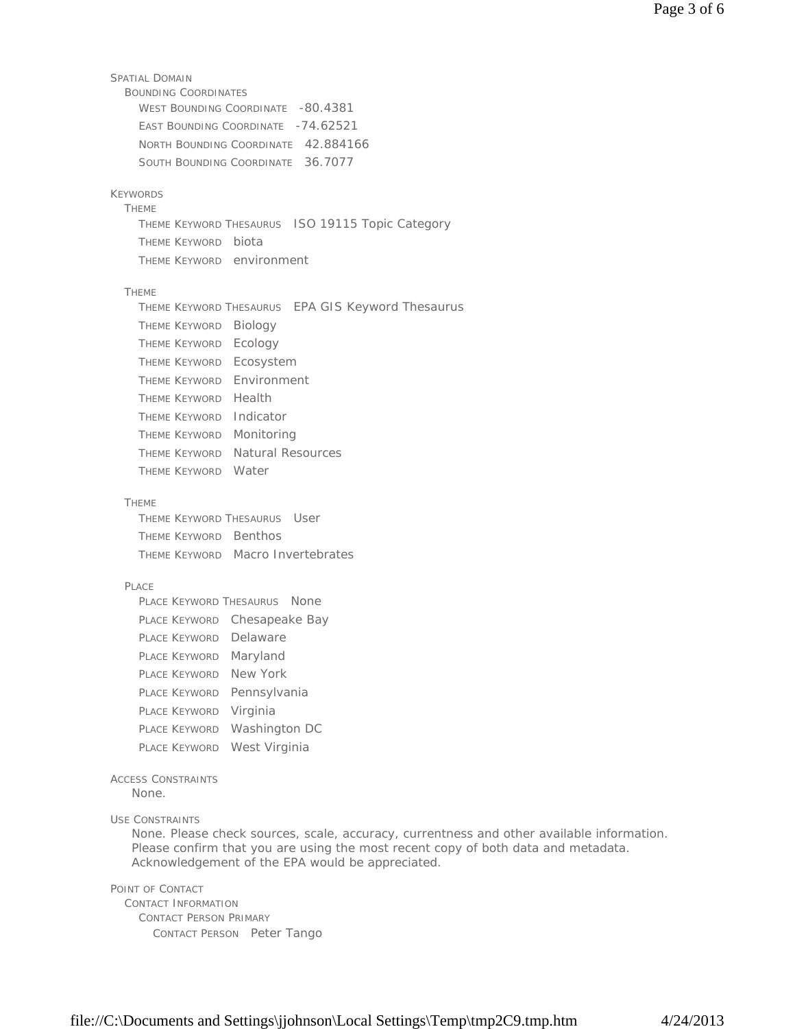SPATIAL DOMAIN
- BOUNDING COORDINATES
  - WEST BOUNDING COORDINATE  -80.4381
  - EAST BOUNDING COORDINATE  -74.62521
  - NORTH BOUNDING COORDINATE  42.884166
  - SOUTH BOUNDING COORDINATE  36.7077

KEYWORDS
- THEME
  - THEME KEYWORD THESAURUS  ISO 19115 Topic Category
  - THEME KEYWORD  biota
  - THEME KEYWORD  environment
- THEME
  - THEME KEYWORD THESAURUS  EPA GIS Keyword Thesaurus
  - THEME KEYWORD  Biology
  - THEME KEYWORD  Ecology
  - THEME KEYWORD  Ecosystem
  - THEME KEYWORD  Environment
  - THEME KEYWORD  Health
  - THEME KEYWORD  Indicator
  - THEME KEYWORD  Monitoring
  - THEME KEYWORD  Natural Resources
  - THEME KEYWORD  Water
- THEME
  - THEME KEYWORD THESAURUS  User
  - THEME KEYWORD  Benthos
  - THEME KEYWORD  Macro Invertebrates
- PLACE
  - PLACE KEYWORD THESAURUS  None
  - PLACE KEYWORD  Chesapeake Bay
  - PLACE KEYWORD  Delaware
  - PLACE KEYWORD  Maryland
  - PLACE KEYWORD  New York
  - PLACE KEYWORD  Pennsylvania
  - PLACE KEYWORD  Virginia
  - PLACE KEYWORD  Washington DC
  - PLACE KEYWORD  West Virginia

ACCESS CONSTRAINTS

None.

USE CONSTRAINTS

None. Please check sources, scale, accuracy, currentness and other available information. Please confirm that you are using the most recent copy of both data and metadata. Acknowledgement of the EPA would be appreciated.

POINT OF CONTACT
- CONTACT INFORMATION
  - CONTACT PERSON PRIMARY
    - CONTACT PERSON  Peter Tango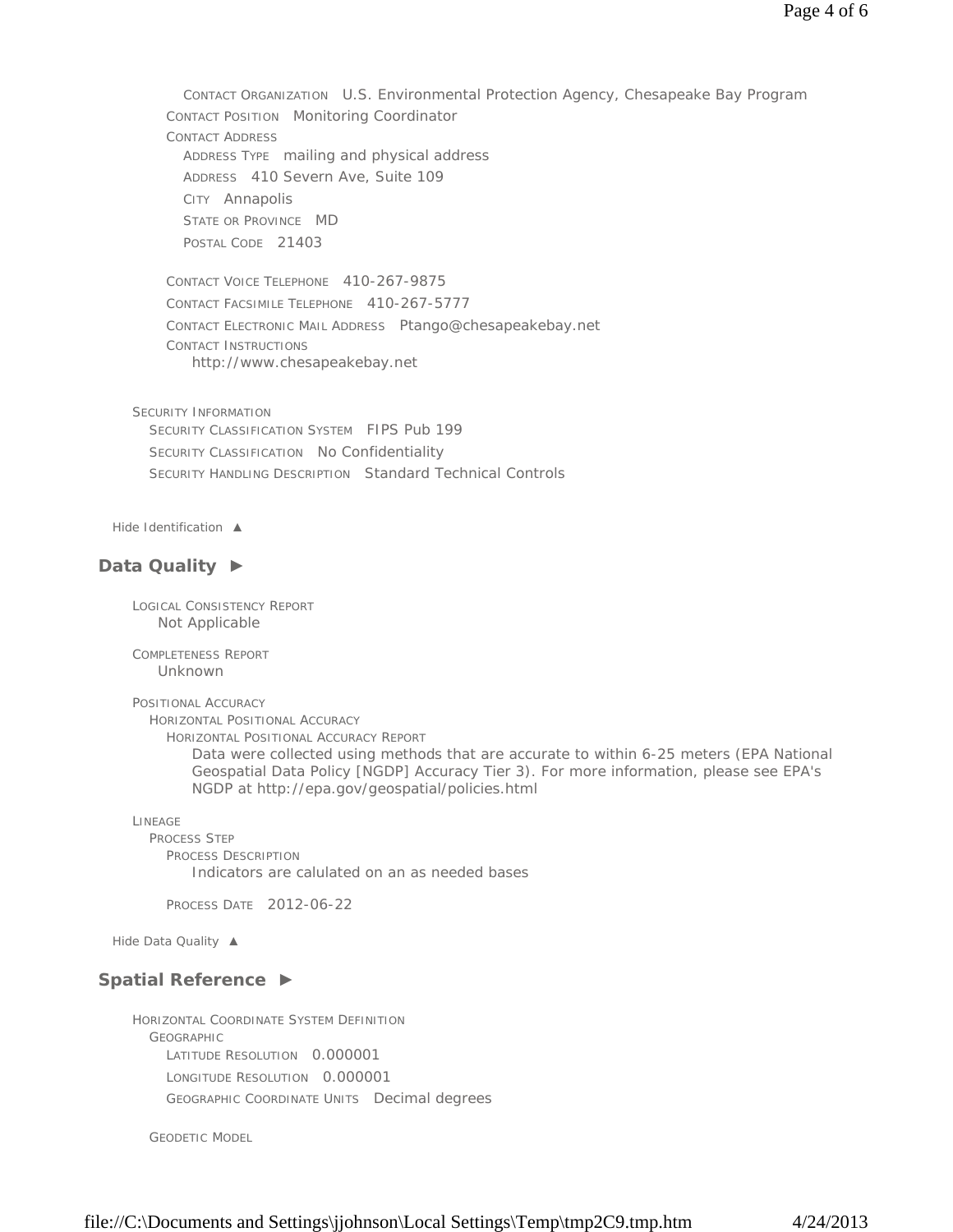CONTACT ORGANIZATION U.S. Environmental Protection Agency, Chesapeake Bay Program

CONTACT POSITION Monitoring Coordinator

CONTACT ADDRESS

- ADDRESS TYPE mailing and physical address
- ADDRESS 410 Severn Ave, Suite 109
- CITY Annapolis
- STATE OR PROVINCE MD
- POSTAL CODE 21403

CONTACT VOICE TELEPHONE 410-267-9875

CONTACT FACSIMILE TELEPHONE 410-267-5777

CONTACT ELECTRONIC MAIL ADDRESS Ptango@chesapeakebay.net

CONTACT INSTRUCTIONS

http://www.chesapeakebay.net

SECURITY INFORMATION

- SECURITY CLASSIFICATION SYSTEM FIPS Pub 199
- SECURITY CLASSIFICATION No Confidentiality
- SECURITY HANDLING DESCRIPTION Standard Technical Controls

Hide Identification ▲

## Data Quality ►

LOGICAL CONSISTENCY REPORT

Not Applicable

COMPLETENESS REPORT

Unknown

POSITIONAL ACCURACY

HORIZONTAL POSITIONAL ACCURACY

HORIZONTAL POSITIONAL ACCURACY REPORT

Data were collected using methods that are accurate to within 6-25 meters (EPA National Geospatial Data Policy [NGDP] Accuracy Tier 3). For more information, please see EPA's NGDP at http://epa.gov/geospatial/policies.html

LINEAGE

PROCESS STEP

PROCESS DESCRIPTION

Indicators are calulated on an as needed bases

PROCESS DATE 2012-06-22

Hide Data Quality ▲

## Spatial Reference ►

HORIZONTAL COORDINATE SYSTEM DEFINITION

GEOGRAPHIC

- LATITUDE RESOLUTION 0.000001
- LONGITUDE RESOLUTION 0.000001
- GEOGRAPHIC COORDINATE UNITS Decimal degrees

GEODETIC MODEL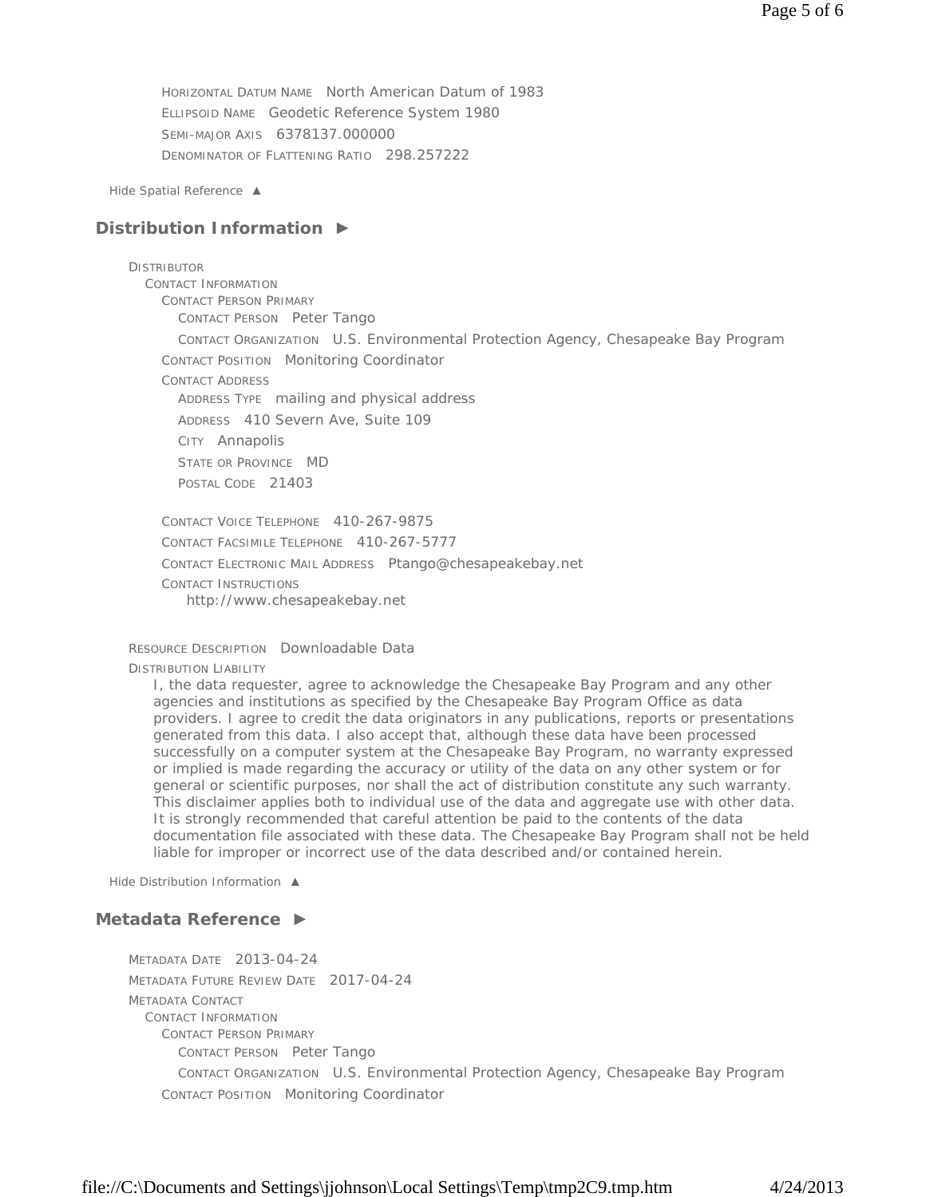HORIZONTAL DATUM NAME North American Datum of 1983
ELLIPSOID NAME Geodetic Reference System 1980
SEMI-MAJOR AXIS 6378137.000000
DENOMINATOR OF FLATTENING RATIO 298.257222

Hide Spatial Reference ▲

## Distribution Information ►

DISTRIBUTOR
CONTACT INFORMATION
CONTACT PERSON PRIMARY
CONTACT PERSON Peter Tango
CONTACT ORGANIZATION U.S. Environmental Protection Agency, Chesapeake Bay Program
CONTACT POSITION Monitoring Coordinator
CONTACT ADDRESS
ADDRESS TYPE mailing and physical address
ADDRESS 410 Severn Ave, Suite 109
CITY Annapolis
STATE OR PROVINCE MD
POSTAL CODE 21403

CONTACT VOICE TELEPHONE 410-267-9875
CONTACT FACSIMILE TELEPHONE 410-267-5777
CONTACT ELECTRONIC MAIL ADDRESS Ptango@chesapeakebay.net
CONTACT INSTRUCTIONS
http://www.chesapeakebay.net

RESOURCE DESCRIPTION Downloadable Data
DISTRIBUTION LIABILITY
I, the data requester, agree to acknowledge the Chesapeake Bay Program and any other agencies and institutions as specified by the Chesapeake Bay Program Office as data providers. I agree to credit the data originators in any publications, reports or presentations generated from this data. I also accept that, although these data have been processed successfully on a computer system at the Chesapeake Bay Program, no warranty expressed or implied is made regarding the accuracy or utility of the data on any other system or for general or scientific purposes, nor shall the act of distribution constitute any such warranty. This disclaimer applies both to individual use of the data and aggregate use with other data. It is strongly recommended that careful attention be paid to the contents of the data documentation file associated with these data. The Chesapeake Bay Program shall not be held liable for improper or incorrect use of the data described and/or contained herein.

Hide Distribution Information ▲

## Metadata Reference ►

METADATA DATE 2013-04-24
METADATA FUTURE REVIEW DATE 2017-04-24
METADATA CONTACT
CONTACT INFORMATION
CONTACT PERSON PRIMARY
CONTACT PERSON Peter Tango
CONTACT ORGANIZATION U.S. Environmental Protection Agency, Chesapeake Bay Program
CONTACT POSITION Monitoring Coordinator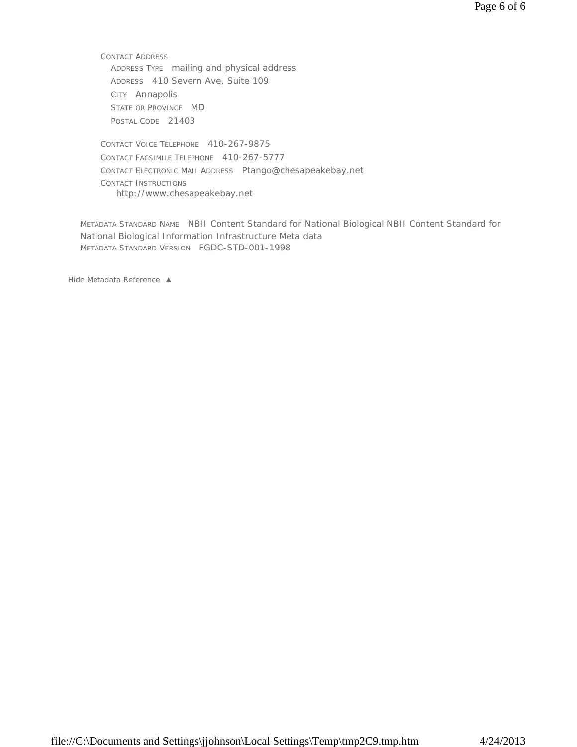CONTACT ADDRESS

ADDRESS TYPE mailing and physical address

ADDRESS 410 Severn Ave, Suite 109

CITY Annapolis

STATE OR PROVINCE MD

POSTAL CODE 21403

CONTACT VOICE TELEPHONE 410-267-9875

CONTACT FACSIMILE TELEPHONE 410-267-5777

CONTACT ELECTRONIC MAIL ADDRESS Ptango@chesapeakebay.net

CONTACT INSTRUCTIONS

http://www.chesapeakebay.net

METADATA STANDARD NAME NBII Content Standard for National Biological NBII Content Standard for National Biological Information Infrastructure Meta data

METADATA STANDARD VERSION FGDC-STD-001-1998

Hide Metadata Reference ▲